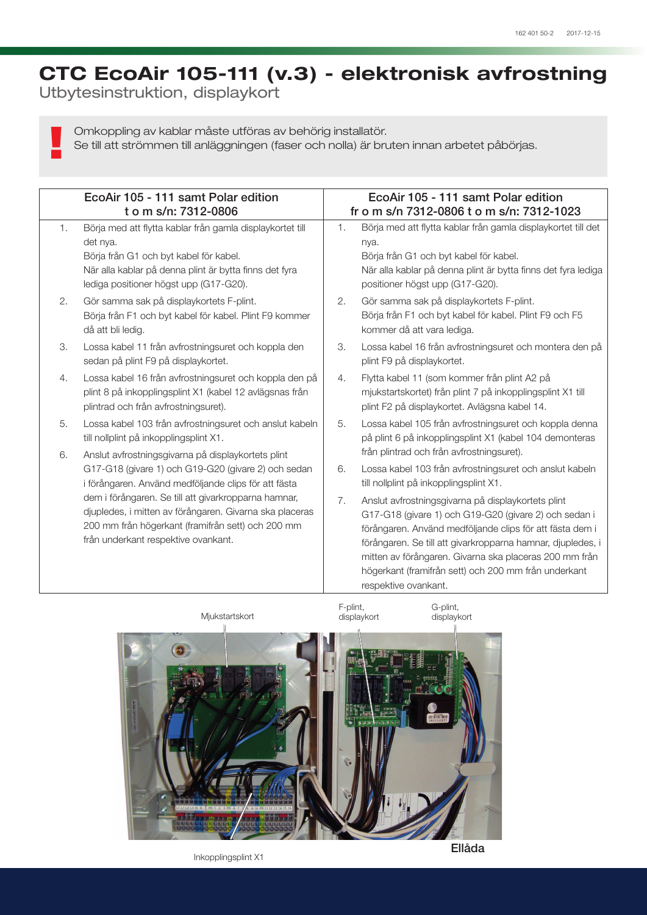# CTC EcoAir 105-111 (v.3) - elektronisk avfrostning

Utbytesinstruktion, displaykort

**!** Omkoppling av kablar måste utföras av behörig installatör.
Se till att strömmen till anläggningen (faser och nolla) är bruten innan arbetet påbörjas.

| EcoAir 105 - 111 samt Polar edition t o m s/n: 7312-0806 | EcoAir 105 - 111 samt Polar edition fr o m s/n 7312-0806 t o m s/n: 7312-1023 |
|---|---|
| 1. Börja med att flytta kablar från gamla displaykortet till det nya. Börja från G1 och byt kabel för kabel. När alla kablar på denna plint är bytta finns det fyra lediga positioner högst upp (G17-G20). | 1. Börja med att flytta kablar från gamla displaykortet till det nya. Börja från G1 och byt kabel för kabel. När alla kablar på denna plint är bytta finns det fyra lediga positioner högst upp (G17-G20). |
| 2. Gör samma sak på displaykortets F-plint. Börja från F1 och byt kabel för kabel. Plint F9 kommer då att bli ledig. | 2. Gör samma sak på displaykortets F-plint. Börja från F1 och byt kabel för kabel. Plint F9 och F5 kommer då att vara lediga. |
| 3. Lossa kabel 11 från avfrostningsuret och koppla den sedan på plint F9 på displaykortet. | 3. Lossa kabel 16 från avfrostningsuret och montera den på plint F9 på displaykortet. |
| 4. Lossa kabel 16 från avfrostningsuret och koppla den på plint 8 på inkopplingsplint X1 (kabel 12 avlägsnas från plintrad och från avfrostningsuret). | 4. Flytta kabel 11 (som kommer från plint A2 på mjukstartskortet) från plint 7 på inkopplingsplint X1 till plint F2 på displaykortet. Avlägsna kabel 14. |
| 5. Lossa kabel 103 från avfrostningsuret och anslut kabeln till nollplint på inkopplingsplint X1. | 5. Lossa kabel 105 från avfrostningsuret och koppla denna på plint 6 på inkopplingsplint X1 (kabel 104 demonteras från plintrad och från avfrostningsuret). |
| 6. Anslut avfrostningsgivarna på displaykortets plint G17-G18 (givare 1) och G19-G20 (givare 2) och sedan i förångaren. Använd medföljande clips för att fästa dem i förångaren. Se till att givarkropparna hamnar, djupledes, i mitten av förångaren. Givarna ska placeras 200 mm från högerkant (framifrån sett) och 200 mm från underkant respektive ovankant. | 6. Lossa kabel 103 från avfrostningsuret och anslut kabeln till nollplint på inkopplingsplint X1. |
| | 7. Anslut avfrostningsgivarna på displaykortets plint G17-G18 (givare 1) och G19-G20 (givare 2) och sedan i förångaren. Använd medföljande clips för att fästa dem i förångaren. Se till att givarkropparna hamnar, djupledes, i mitten av förångaren. Givarna ska placeras 200 mm från högerkant (framifrån sett) och 200 mm från underkant respektive ovankant. |

Mjukstartskort

F-plint, displaykort

G-plint, displaykort

Inkopplingsplint X1

Ellåda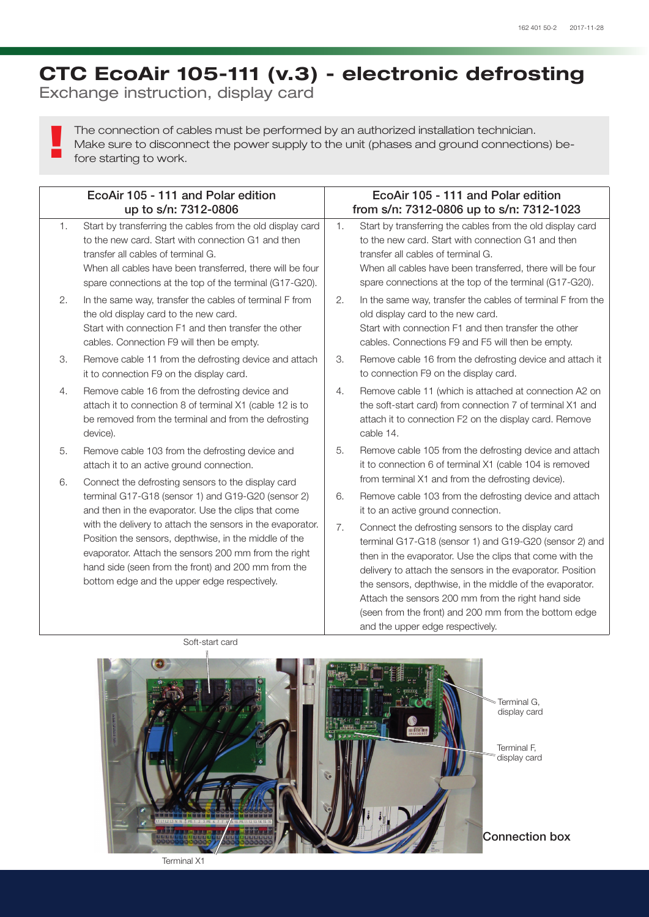# CTC EcoAir 105-111 (v.3) - electronic defrosting

Exchange instruction, display card

**!** The connection of cables must be performed by an authorized installation technician. Make sure to disconnect the power supply to the unit (phases and ground connections) before starting to work.

| EcoAir 105 - 111 and Polar edition up to s/n: 7312-0806 | EcoAir 105 - 111 and Polar edition from s/n: 7312-0806 up to s/n: 7312-1023 |
|---|---|
| 1. Start by transferring the cables from the old display card to the new card. Start with connection G1 and then transfer all cables of terminal G. When all cables have been transferred, there will be four spare connections at the top of the terminal (G17-G20). | 1. Start by transferring the cables from the old display card to the new card. Start with connection G1 and then transfer all cables of terminal G. When all cables have been transferred, there will be four spare connections at the top of the terminal (G17-G20). |
| 2. In the same way, transfer the cables of terminal F from the old display card to the new card. Start with connection F1 and then transfer the other cables. Connection F9 will then be empty. | 2. In the same way, transfer the cables of terminal F from the old display card to the new card. Start with connection F1 and then transfer the other cables. Connections F9 and F5 will then be empty. |
| 3. Remove cable 11 from the defrosting device and attach it to connection F9 on the display card. | 3. Remove cable 16 from the defrosting device and attach it to connection F9 on the display card. |
| 4. Remove cable 16 from the defrosting device and attach it to connection 8 of terminal X1 (cable 12 is to be removed from the terminal and from the defrosting device). | 4. Remove cable 11 (which is attached at connection A2 on the soft-start card) from connection 7 of terminal X1 and attach it to connection F2 on the display card. Remove cable 14. |
| 5. Remove cable 103 from the defrosting device and attach it to an active ground connection. | 5. Remove cable 105 from the defrosting device and attach it to connection 6 of terminal X1 (cable 104 is removed from terminal X1 and from the defrosting device). |
| 6. Connect the defrosting sensors to the display card terminal G17-G18 (sensor 1) and G19-G20 (sensor 2) and then in the evaporator. Use the clips that come with the delivery to attach the sensors in the evaporator. Position the sensors, depthwise, in the middle of the evaporator. Attach the sensors 200 mm from the right hand side (seen from the front) and 200 mm from the bottom edge and the upper edge respectively. | 6. Remove cable 103 from the defrosting device and attach it to an active ground connection. |
| | 7. Connect the defrosting sensors to the display card terminal G17-G18 (sensor 1) and G19-G20 (sensor 2) and then in the evaporator. Use the clips that come with the delivery to attach the sensors in the evaporator. Position the sensors, depthwise, in the middle of the evaporator. Attach the sensors 200 mm from the right hand side (seen from the front) and 200 mm from the bottom edge and the upper edge respectively. |

Soft-start card

Terminal G, display card

Terminal F, display card

Connection box

Terminal X1